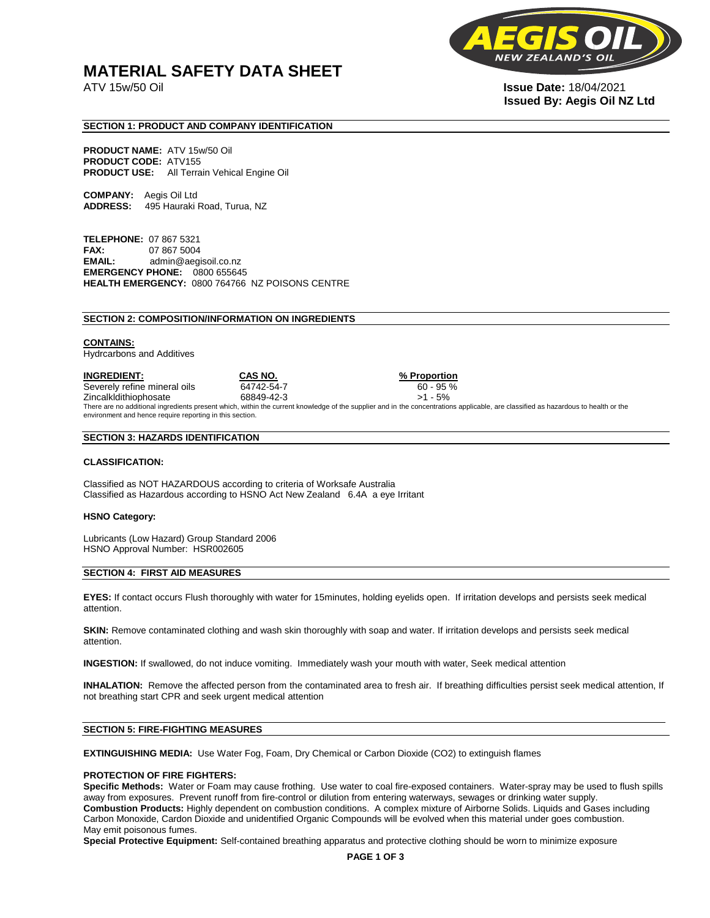# MATERIAL SAFETY DATA SHEET

ATV 15w/50 Oil

**Issue Date:** 18/04/2021
**Issued By: Aegis Oil NZ Ltd**

## SECTION 1: PRODUCT AND COMPANY IDENTIFICATION

**PRODUCT NAME:** ATV 15w/50 Oil
**PRODUCT CODE:** ATV155
**PRODUCT USE:** All Terrain Vehical Engine Oil

**COMPANY:** Aegis Oil Ltd
**ADDRESS:** 495 Hauraki Road, Turua, NZ

**TELEPHONE:** 07 867 5321
**FAX:** 07 867 5004
**EMAIL:** admin@aegisoil.co.nz
**EMERGENCY PHONE:** 0800 655645
**HEALTH EMERGENCY:** 0800 764766 NZ POISONS CENTRE

## SECTION 2: COMPOSITION/INFORMATION ON INGREDIENTS

**CONTAINS:**
Hydrcarbons and Additives

| INGREDIENT: | CAS NO. | % Proportion |
|---|---|---|
| Severely refine mineral oils | 64742-54-7 | 60 - 95 % |
| Zincalkldithiophosate | 68849-42-3 | >1 - 5% |

There are no additional ingredients present which, within the current knowledge of the supplier and in the concentrations applicable, are classified as hazardous to health or the environment and hence require reporting in this section.

## SECTION 3: HAZARDS IDENTIFICATION

**CLASSIFICATION:**

Classified as NOT HAZARDOUS according to criteria of Worksafe Australia
Classified as Hazardous according to HSNO Act New Zealand 6.4A a eye Irritant

**HSNO Category:**

Lubricants (Low Hazard) Group Standard 2006
HSNO Approval Number: HSR002605

## SECTION 4: FIRST AID MEASURES

**EYES:** If contact occurs Flush thoroughly with water for 15minutes, holding eyelids open. If irritation develops and persists seek medical attention.

**SKIN:** Remove contaminated clothing and wash skin thoroughly with soap and water. If irritation develops and persists seek medical attention.

**INGESTION:** If swallowed, do not induce vomiting. Immediately wash your mouth with water, Seek medical attention

**INHALATION:** Remove the affected person from the contaminated area to fresh air. If breathing difficulties persist seek medical attention, If not breathing start CPR and seek urgent medical attention

## SECTION 5: FIRE-FIGHTING MEASURES

**EXTINGUISHING MEDIA:** Use Water Fog, Foam, Dry Chemical or Carbon Dioxide ($CO_2$) to extinguish flames

**PROTECTION OF FIRE FIGHTERS:**
**Specific Methods:** Water or Foam may cause frothing. Use water to coal fire-exposed containers. Water-spray may be used to flush spills away from exposures. Prevent runoff from fire-control or dilution from entering waterways, sewages or drinking water supply.
**Combustion Products:** Highly dependent on combustion conditions. A complex mixture of Airborne Solids. Liquids and Gases including Carbon Monoxide, Cardon Dioxide and unidentified Organic Compounds will be evolved when this material under goes combustion. May emit poisonous fumes.
**Special Protective Equipment:** Self-contained breathing apparatus and protective clothing should be worn to minimize exposure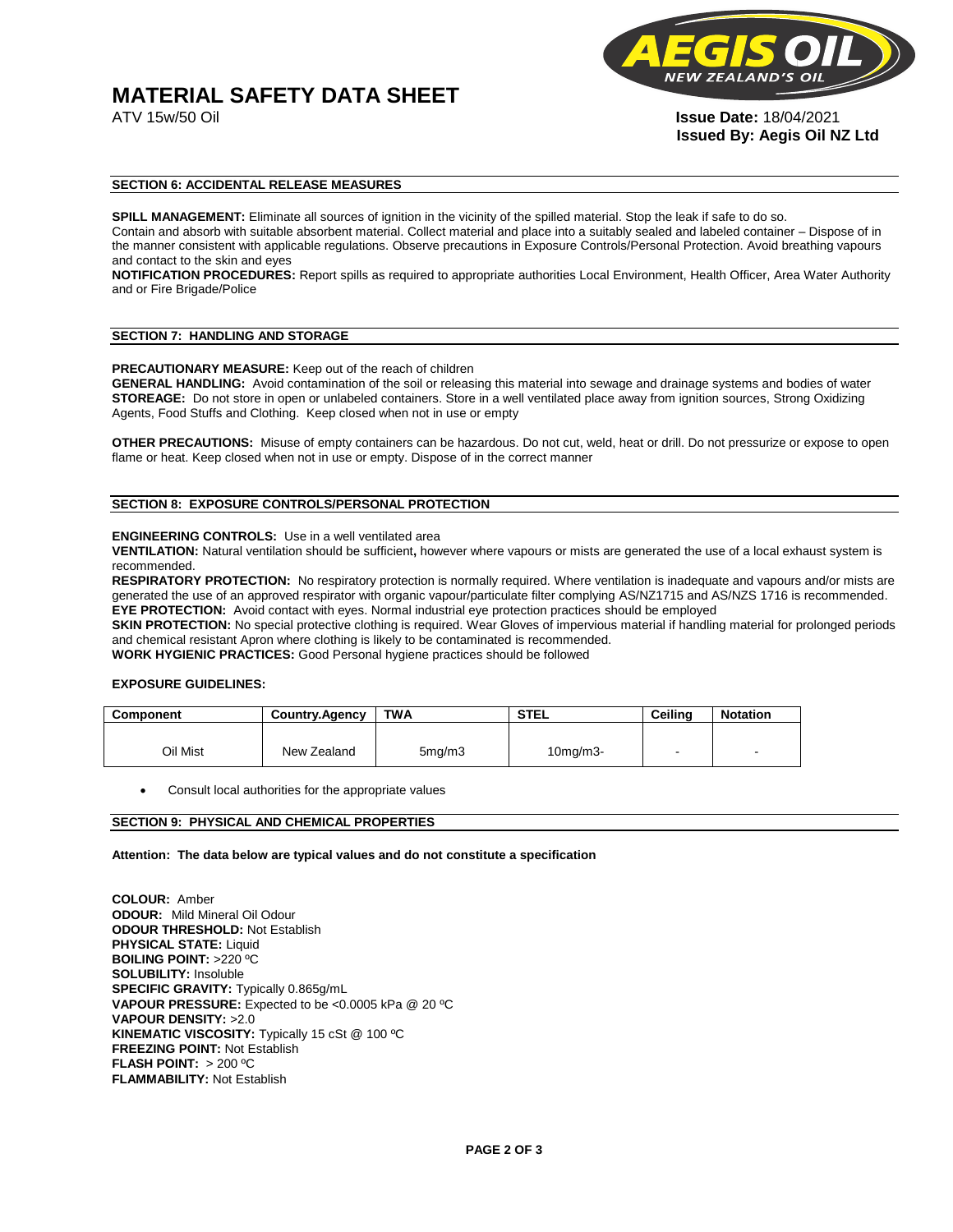# MATERIAL SAFETY DATA SHEET

ATV 15w/50 Oil

**Issue Date:** 18/04/2021
**Issued By: Aegis Oil NZ Ltd**

## SECTION 6: ACCIDENTAL RELEASE MEASURES

**SPILL MANAGEMENT:** Eliminate all sources of ignition in the vicinity of the spilled material. Stop the leak if safe to do so. Contain and absorb with suitable absorbent material. Collect material and place into a suitably sealed and labeled container – Dispose of in the manner consistent with applicable regulations. Observe precautions in Exposure Controls/Personal Protection. Avoid breathing vapours and contact to the skin and eyes

**NOTIFICATION PROCEDURES:** Report spills as required to appropriate authorities Local Environment, Health Officer, Area Water Authority and or Fire Brigade/Police

## SECTION 7: HANDLING AND STORAGE

**PRECAUTIONARY MEASURE:** Keep out of the reach of children

**GENERAL HANDLING:** Avoid contamination of the soil or releasing this material into sewage and drainage systems and bodies of water

**STOREAGE:** Do not store in open or unlabeled containers. Store in a well ventilated place away from ignition sources, Strong Oxidizing Agents, Food Stuffs and Clothing. Keep closed when not in use or empty

**OTHER PRECAUTIONS:** Misuse of empty containers can be hazardous. Do not cut, weld, heat or drill. Do not pressurize or expose to open flame or heat. Keep closed when not in use or empty. Dispose of in the correct manner

## SECTION 8: EXPOSURE CONTROLS/PERSONAL PROTECTION

**ENGINEERING CONTROLS:** Use in a well ventilated area

**VENTILATION:** Natural ventilation should be sufficient**,** however where vapours or mists are generated the use of a local exhaust system is recommended.

**RESPIRATORY PROTECTION:** No respiratory protection is normally required. Where ventilation is inadequate and vapours and/or mists are generated the use of an approved respirator with organic vapour/particulate filter complying AS/NZ1715 and AS/NZS 1716 is recommended.

**EYE PROTECTION:** Avoid contact with eyes. Normal industrial eye protection practices should be employed

**SKIN PROTECTION:** No special protective clothing is required. Wear Gloves of impervious material if handling material for prolonged periods and chemical resistant Apron where clothing is likely to be contaminated is recommended.

**WORK HYGIENIC PRACTICES:** Good Personal hygiene practices should be followed

**EXPOSURE GUIDELINES:**

| Component | Country.Agency | TWA | STEL | Ceiling | Notation |
|---|---|---|---|---|---|
| Oil Mist | New Zealand | 5mg/m3 | 10mg/m3- | - | - |

- Consult local authorities for the appropriate values

## SECTION 9: PHYSICAL AND CHEMICAL PROPERTIES

**Attention: The data below are typical values and do not constitute a specification**

**COLOUR:** Amber
**ODOUR:** Mild Mineral Oil Odour
**ODOUR THRESHOLD:** Not Establish
**PHYSICAL STATE:** Liquid
**BOILING POINT:** >220 ºC
**SOLUBILITY:** Insoluble
**SPECIFIC GRAVITY:** Typically 0.865g/mL
**VAPOUR PRESSURE:** Expected to be <0.0005 kPa @ 20 ºC
**VAPOUR DENSITY:** >2.0
**KINEMATIC VISCOSITY:** Typically 15 cSt @ 100 ºC
**FREEZING POINT:** Not Establish
**FLASH POINT:** > 200 ºC
**FLAMMABILITY:** Not Establish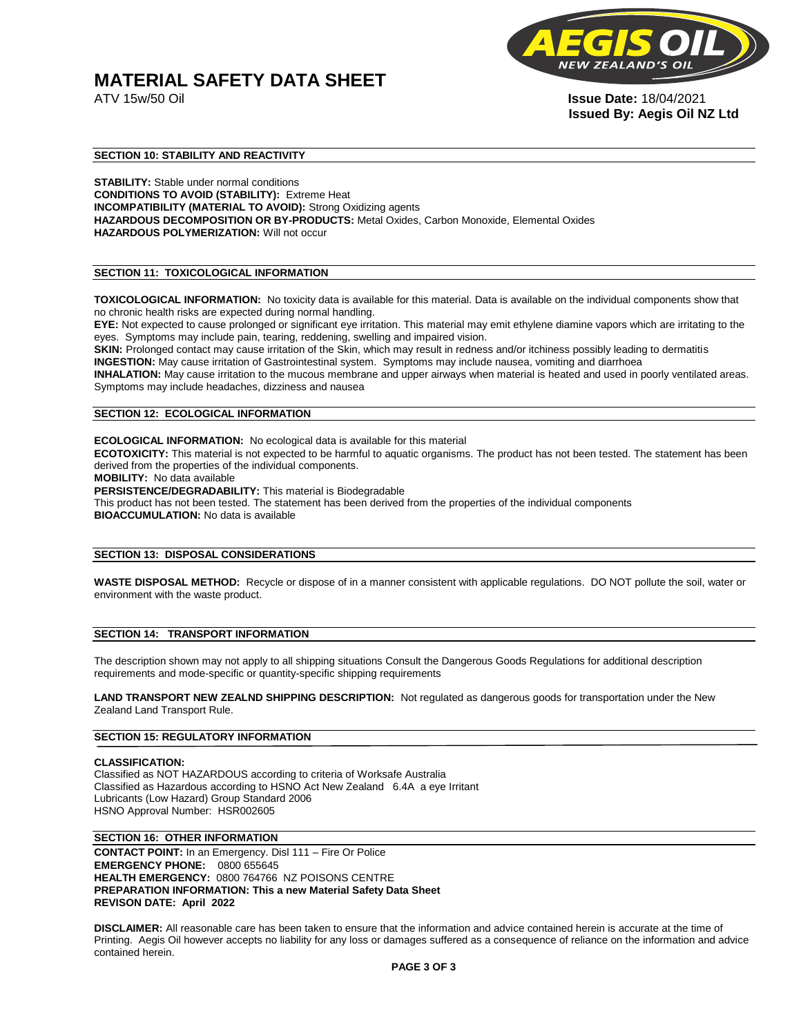# MATERIAL SAFETY DATA SHEET

ATV 15w/50 Oil

**Issue Date:** 18/04/2021
**Issued By: Aegis Oil NZ Ltd**

## SECTION 10: STABILITY AND REACTIVITY

**STABILITY:** Stable under normal conditions
**CONDITIONS TO AVOID (STABILITY):** Extreme Heat
**INCOMPATIBILITY (MATERIAL TO AVOID):** Strong Oxidizing agents
**HAZARDOUS DECOMPOSITION OR BY-PRODUCTS:** Metal Oxides, Carbon Monoxide, Elemental Oxides
**HAZARDOUS POLYMERIZATION:** Will not occur

## SECTION 11: TOXICOLOGICAL INFORMATION

**TOXICOLOGICAL INFORMATION:** No toxicity data is available for this material. Data is available on the individual components show that no chronic health risks are expected during normal handling.
**EYE:** Not expected to cause prolonged or significant eye irritation. This material may emit ethylene diamine vapors which are irritating to the eyes. Symptoms may include pain, tearing, reddening, swelling and impaired vision.
**SKIN:** Prolonged contact may cause irritation of the Skin, which may result in redness and/or itchiness possibly leading to dermatitis
**INGESTION:** May cause irritation of Gastrointestinal system. Symptoms may include nausea, vomiting and diarrhoea
**INHALATION:** May cause irritation to the mucous membrane and upper airways when material is heated and used in poorly ventilated areas. Symptoms may include headaches, dizziness and nausea

## SECTION 12: ECOLOGICAL INFORMATION

**ECOLOGICAL INFORMATION:** No ecological data is available for this material
**ECOTOXICITY:** This material is not expected to be harmful to aquatic organisms. The product has not been tested. The statement has been derived from the properties of the individual components.
**MOBILITY:** No data available
**PERSISTENCE/DEGRADABILITY:** This material is Biodegradable
This product has not been tested. The statement has been derived from the properties of the individual components
**BIOACCUMULATION:** No data is available

## SECTION 13: DISPOSAL CONSIDERATIONS

**WASTE DISPOSAL METHOD:** Recycle or dispose of in a manner consistent with applicable regulations. DO NOT pollute the soil, water or environment with the waste product.

## SECTION 14: TRANSPORT INFORMATION

The description shown may not apply to all shipping situations Consult the Dangerous Goods Regulations for additional description requirements and mode-specific or quantity-specific shipping requirements

**LAND TRANSPORT NEW ZEALND SHIPPING DESCRIPTION:** Not regulated as dangerous goods for transportation under the New Zealand Land Transport Rule.

## SECTION 15: REGULATORY INFORMATION

**CLASSIFICATION:**
Classified as NOT HAZARDOUS according to criteria of Worksafe Australia
Classified as Hazardous according to HSNO Act New Zealand 6.4A a eye Irritant
Lubricants (Low Hazard) Group Standard 2006
HSNO Approval Number: HSR002605

## SECTION 16: OTHER INFORMATION

**CONTACT POINT:** In an Emergency. Disl 111 – Fire Or Police
**EMERGENCY PHONE:** 0800 655645
**HEALTH EMERGENCY:** 0800 764766 NZ POISONS CENTRE
**PREPARATION INFORMATION: This a new Material Safety Data Sheet**
**REVISON DATE: April 2022**

**DISCLAIMER:** All reasonable care has been taken to ensure that the information and advice contained herein is accurate at the time of Printing. Aegis Oil however accepts no liability for any loss or damages suffered as a consequence of reliance on the information and advice contained herein.